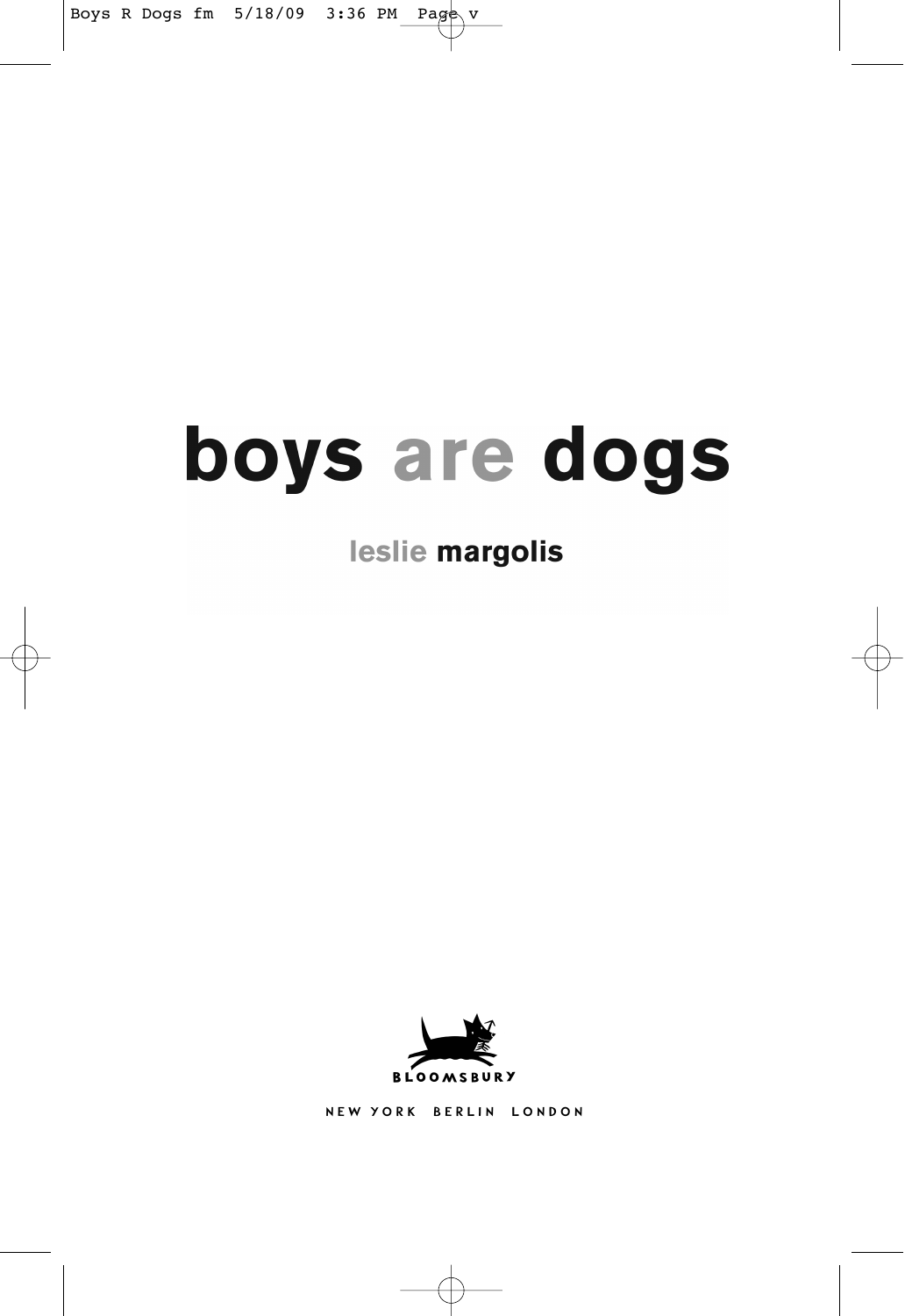# boys are dogs

**leslie margolis**

BLOOMSBURY

NEW YORK BERLIN LONDON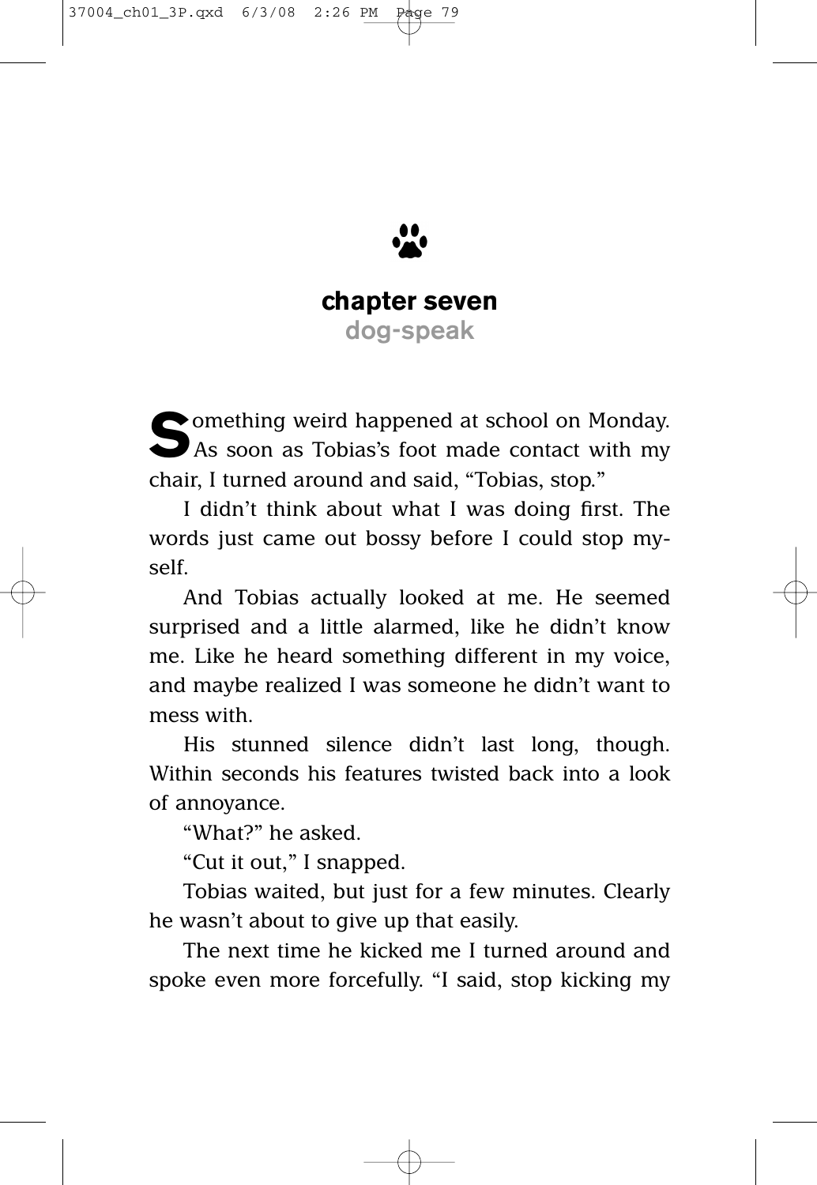## chapter seven

### dog-speak

Something weird happened at school on Monday. As soon as Tobias's foot made contact with my chair, I turned around and said, "Tobias, stop."

I didn't think about what I was doing first. The words just came out bossy before I could stop myself.

And Tobias actually looked at me. He seemed surprised and a little alarmed, like he didn't know me. Like he heard something different in my voice, and maybe realized I was someone he didn't want to mess with.

His stunned silence didn't last long, though. Within seconds his features twisted back into a look of annoyance.

"What?" he asked.

"Cut it out," I snapped.

Tobias waited, but just for a few minutes. Clearly he wasn't about to give up that easily.

The next time he kicked me I turned around and spoke even more forcefully. "I said, stop kicking my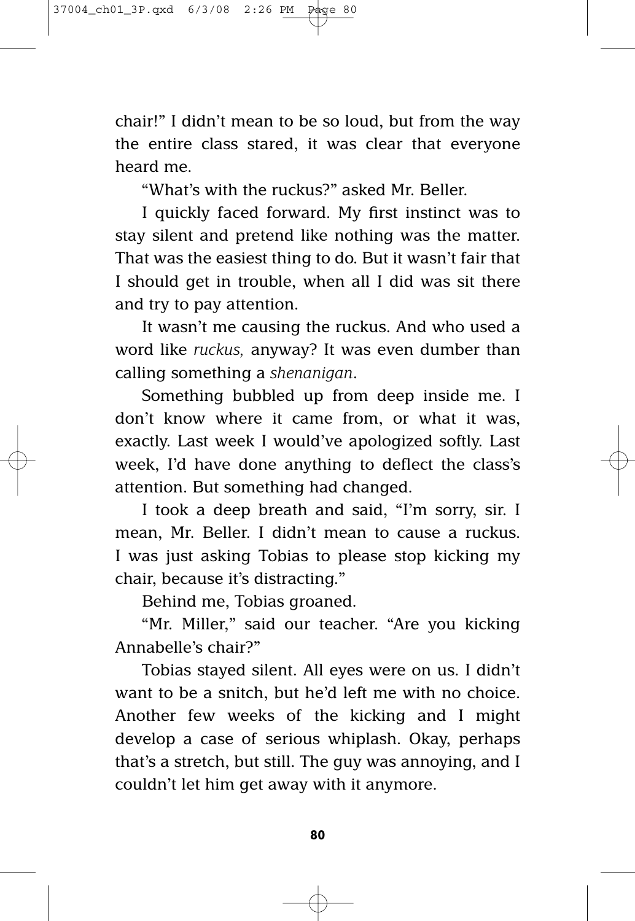chair!" I didn't mean to be so loud, but from the way the entire class stared, it was clear that everyone heard me.

"What's with the ruckus?" asked Mr. Beller.

I quickly faced forward. My first instinct was to stay silent and pretend like nothing was the matter. That was the easiest thing to do. But it wasn't fair that I should get in trouble, when all I did was sit there and try to pay attention.

It wasn't me causing the ruckus. And who used a word like *ruckus,* anyway? It was even dumber than calling something a *shenanigan*.

Something bubbled up from deep inside me. I don't know where it came from, or what it was, exactly. Last week I would've apologized softly. Last week, I'd have done anything to deflect the class's attention. But something had changed.

I took a deep breath and said, "I'm sorry, sir. I mean, Mr. Beller. I didn't mean to cause a ruckus. I was just asking Tobias to please stop kicking my chair, because it's distracting."

Behind me, Tobias groaned.

"Mr. Miller," said our teacher. "Are you kicking Annabelle's chair?"

Tobias stayed silent. All eyes were on us. I didn't want to be a snitch, but he'd left me with no choice. Another few weeks of the kicking and I might develop a case of serious whiplash. Okay, perhaps that's a stretch, but still. The guy was annoying, and I couldn't let him get away with it anymore.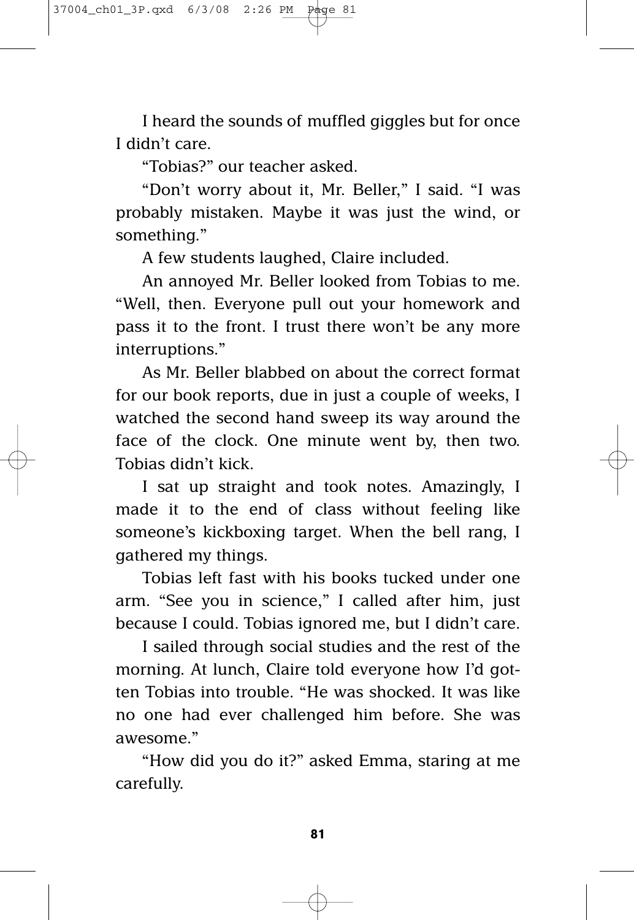I heard the sounds of muffled giggles but for once I didn't care.

"Tobias?" our teacher asked.

"Don't worry about it, Mr. Beller," I said. "I was probably mistaken. Maybe it was just the wind, or something."

A few students laughed, Claire included.

An annoyed Mr. Beller looked from Tobias to me. "Well, then. Everyone pull out your homework and pass it to the front. I trust there won't be any more interruptions."

As Mr. Beller blabbed on about the correct format for our book reports, due in just a couple of weeks, I watched the second hand sweep its way around the face of the clock. One minute went by, then two. Tobias didn't kick.

I sat up straight and took notes. Amazingly, I made it to the end of class without feeling like someone's kickboxing target. When the bell rang, I gathered my things.

Tobias left fast with his books tucked under one arm. "See you in science," I called after him, just because I could. Tobias ignored me, but I didn't care.

I sailed through social studies and the rest of the morning. At lunch, Claire told everyone how I'd gotten Tobias into trouble. "He was shocked. It was like no one had ever challenged him before. She was awesome."

"How did you do it?" asked Emma, staring at me carefully.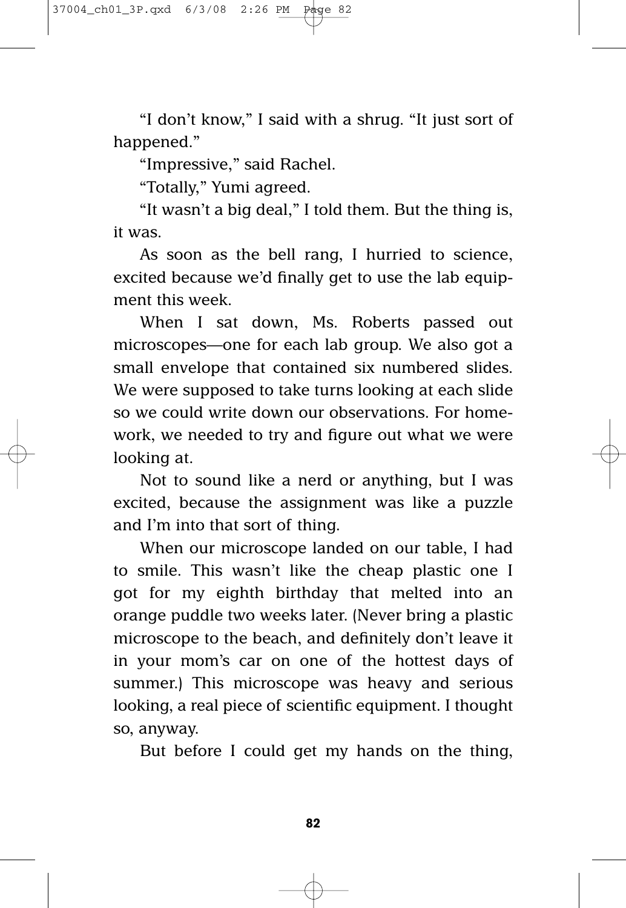"I don't know," I said with a shrug. "It just sort of happened."

"Impressive," said Rachel.

"Totally," Yumi agreed.

"It wasn't a big deal," I told them. But the thing is, it was.

As soon as the bell rang, I hurried to science, excited because we'd finally get to use the lab equipment this week.

When I sat down, Ms. Roberts passed out microscopes—one for each lab group. We also got a small envelope that contained six numbered slides. We were supposed to take turns looking at each slide so we could write down our observations. For homework, we needed to try and figure out what we were looking at.

Not to sound like a nerd or anything, but I was excited, because the assignment was like a puzzle and I'm into that sort of thing.

When our microscope landed on our table, I had to smile. This wasn't like the cheap plastic one I got for my eighth birthday that melted into an orange puddle two weeks later. (Never bring a plastic microscope to the beach, and definitely don't leave it in your mom's car on one of the hottest days of summer.) This microscope was heavy and serious looking, a real piece of scientific equipment. I thought so, anyway.

But before I could get my hands on the thing,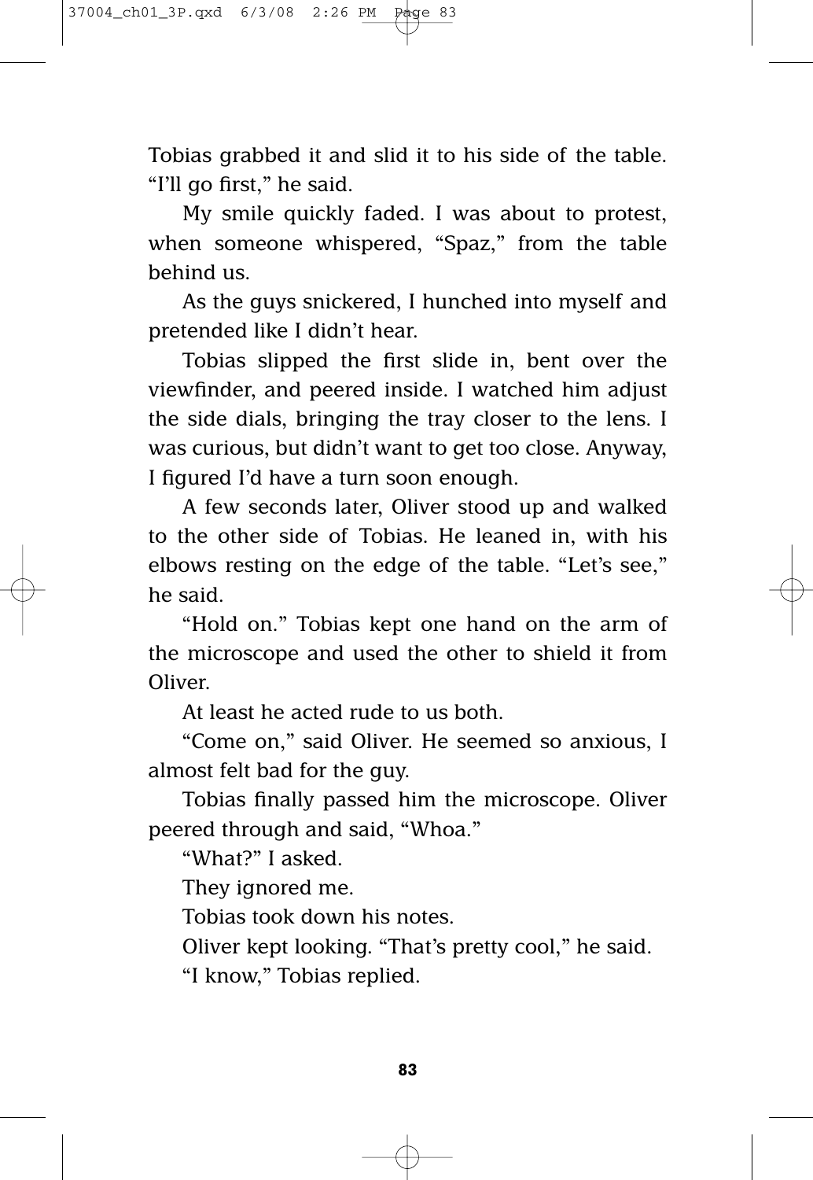Tobias grabbed it and slid it to his side of the table. "I'll go first," he said.

My smile quickly faded. I was about to protest, when someone whispered, "Spaz," from the table behind us.

As the guys snickered, I hunched into myself and pretended like I didn't hear.

Tobias slipped the first slide in, bent over the viewfinder, and peered inside. I watched him adjust the side dials, bringing the tray closer to the lens. I was curious, but didn't want to get too close. Anyway, I figured I'd have a turn soon enough.

A few seconds later, Oliver stood up and walked to the other side of Tobias. He leaned in, with his elbows resting on the edge of the table. "Let's see," he said.

"Hold on." Tobias kept one hand on the arm of the microscope and used the other to shield it from Oliver.

At least he acted rude to us both.

"Come on," said Oliver. He seemed so anxious, I almost felt bad for the guy.

Tobias finally passed him the microscope. Oliver peered through and said, "Whoa."

"What?" I asked.

They ignored me.

Tobias took down his notes.

Oliver kept looking. "That's pretty cool," he said.

"I know," Tobias replied.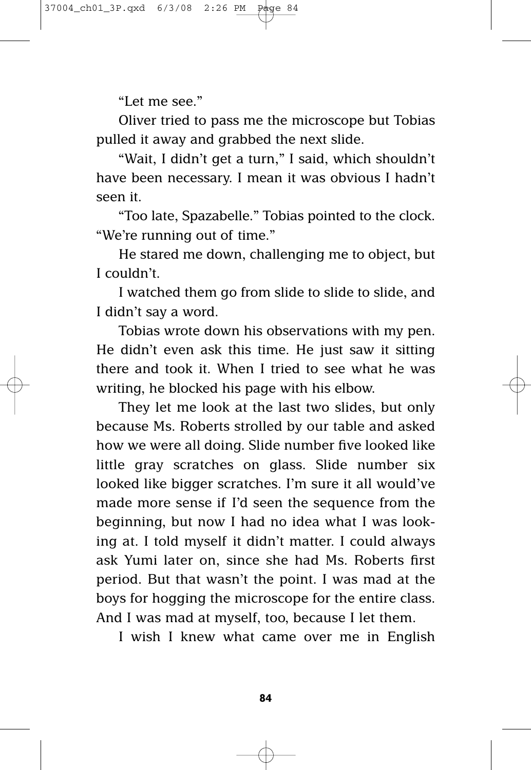"Let me see."

Oliver tried to pass me the microscope but Tobias pulled it away and grabbed the next slide.

"Wait, I didn't get a turn," I said, which shouldn't have been necessary. I mean it was obvious I hadn't seen it.

"Too late, Spazabelle." Tobias pointed to the clock. "We're running out of time."

He stared me down, challenging me to object, but I couldn't.

I watched them go from slide to slide to slide, and I didn't say a word.

Tobias wrote down his observations with my pen. He didn't even ask this time. He just saw it sitting there and took it. When I tried to see what he was writing, he blocked his page with his elbow.

They let me look at the last two slides, but only because Ms. Roberts strolled by our table and asked how we were all doing. Slide number five looked like little gray scratches on glass. Slide number six looked like bigger scratches. I'm sure it all would've made more sense if I'd seen the sequence from the beginning, but now I had no idea what I was looking at. I told myself it didn't matter. I could always ask Yumi later on, since she had Ms. Roberts first period. But that wasn't the point. I was mad at the boys for hogging the microscope for the entire class. And I was mad at myself, too, because I let them.

I wish I knew what came over me in English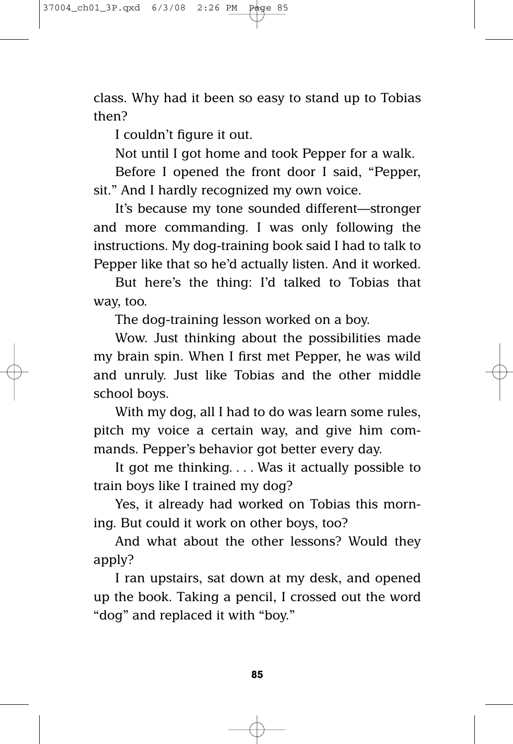class. Why had it been so easy to stand up to Tobias then?

I couldn't figure it out.

Not until I got home and took Pepper for a walk.

Before I opened the front door I said, "Pepper, sit." And I hardly recognized my own voice.

It's because my tone sounded different—stronger and more commanding. I was only following the instructions. My dog-training book said I had to talk to Pepper like that so he'd actually listen. And it worked.

But here's the thing: I'd talked to Tobias that way, too.

The dog-training lesson worked on a boy.

Wow. Just thinking about the possibilities made my brain spin. When I first met Pepper, he was wild and unruly. Just like Tobias and the other middle school boys.

With my dog, all I had to do was learn some rules, pitch my voice a certain way, and give him commands. Pepper's behavior got better every day.

It got me thinking. . . . Was it actually possible to train boys like I trained my dog?

Yes, it already had worked on Tobias this morning. But could it work on other boys, too?

And what about the other lessons? Would they apply?

I ran upstairs, sat down at my desk, and opened up the book. Taking a pencil, I crossed out the word "dog" and replaced it with "boy."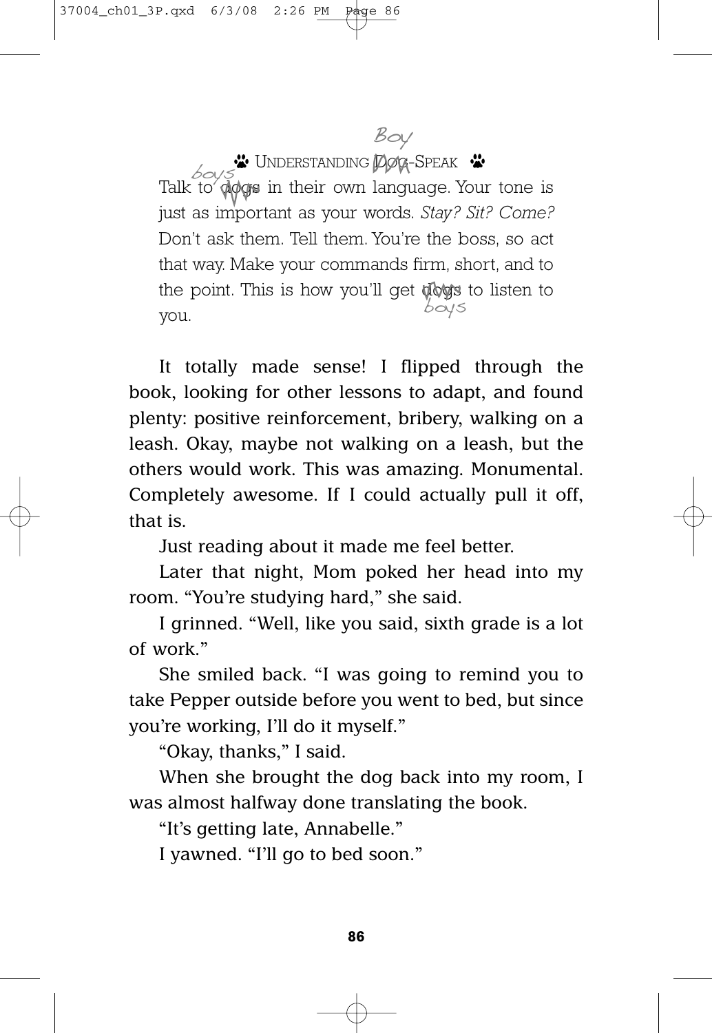🐾 UNDERSTANDING ~~DOG~~ Boy-SPEAK 🐾

Talk to ~~dogs~~ boys in their own language. Your tone is just as important as your words. *Stay? Sit? Come?* Don't ask them. Tell them. You're the boss, so act that way. Make your commands firm, short, and to the point. This is how you'll get ~~dogs~~ boys to listen to you.

It totally made sense! I flipped through the book, looking for other lessons to adapt, and found plenty: positive reinforcement, bribery, walking on a leash. Okay, maybe not walking on a leash, but the others would work. This was amazing. Monumental. Completely awesome. If I could actually pull it off, that is.

Just reading about it made me feel better.

Later that night, Mom poked her head into my room. "You're studying hard," she said.

I grinned. "Well, like you said, sixth grade is a lot of work."

She smiled back. "I was going to remind you to take Pepper outside before you went to bed, but since you're working, I'll do it myself."

"Okay, thanks," I said.

When she brought the dog back into my room, I was almost halfway done translating the book.

"It's getting late, Annabelle."

I yawned. "I'll go to bed soon."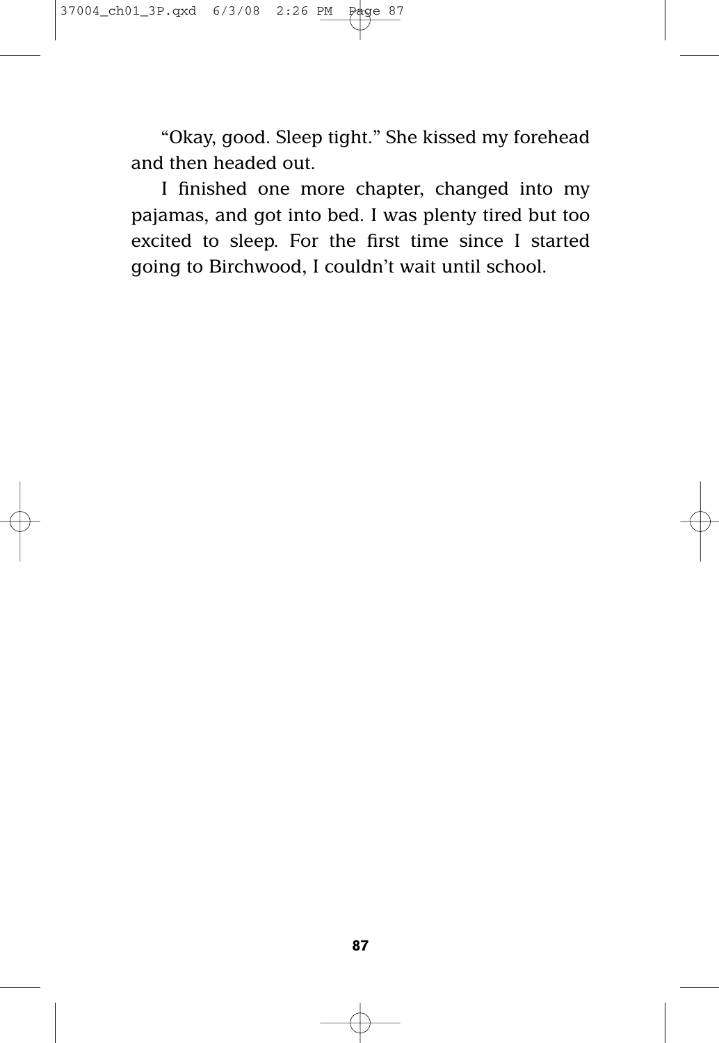"Okay, good. Sleep tight." She kissed my forehead and then headed out.

I finished one more chapter, changed into my pajamas, and got into bed. I was plenty tired but too excited to sleep. For the first time since I started going to Birchwood, I couldn't wait until school.